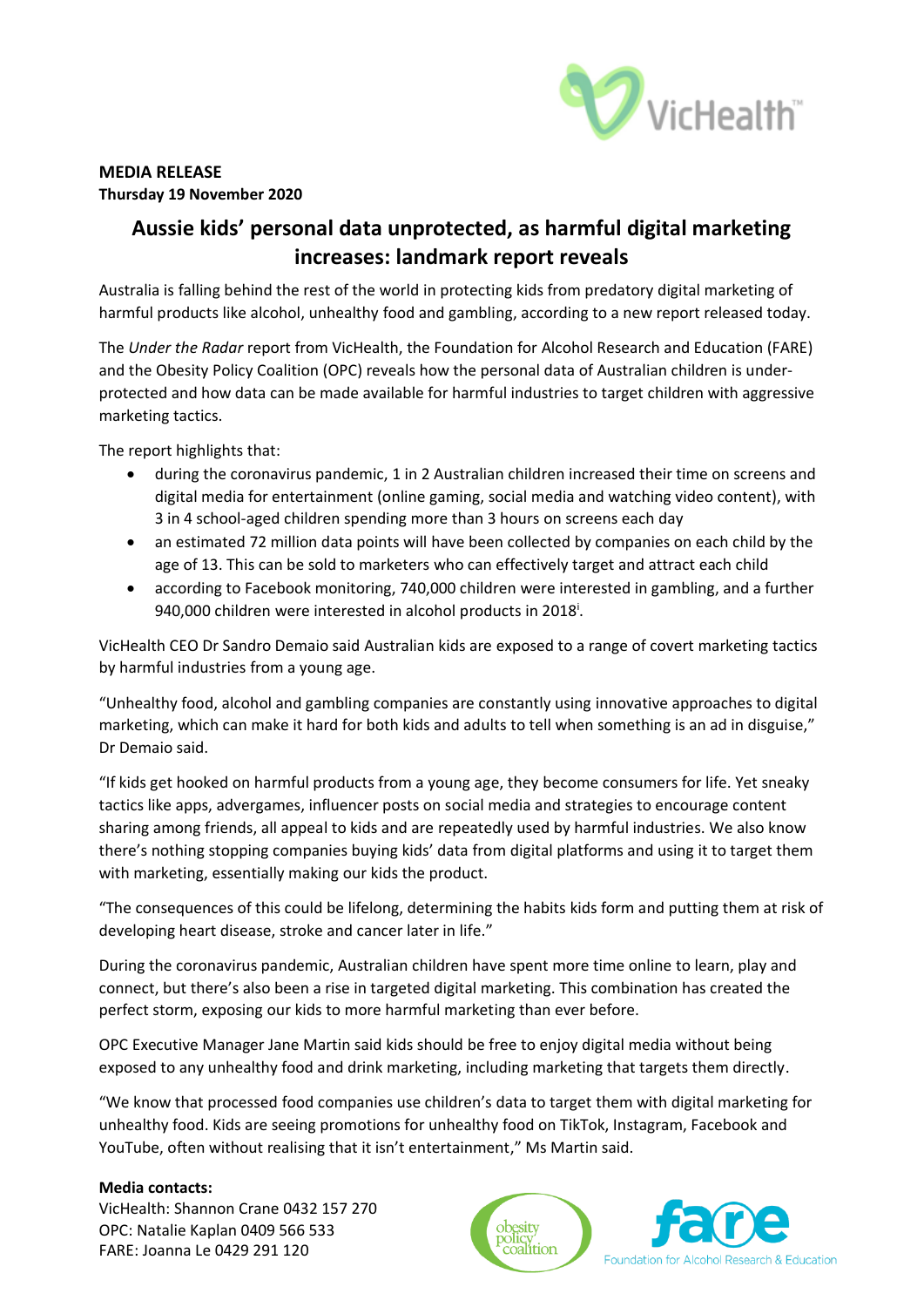**MEDIA RELEASE**
**Thursday 19 November 2020**

# Aussie kids' personal data unprotected, as harmful digital marketing increases: landmark report reveals

Australia is falling behind the rest of the world in protecting kids from predatory digital marketing of harmful products like alcohol, unhealthy food and gambling, according to a new report released today.

The *Under the Radar* report from VicHealth, the Foundation for Alcohol Research and Education (FARE) and the Obesity Policy Coalition (OPC) reveals how the personal data of Australian children is under-protected and how data can be made available for harmful industries to target children with aggressive marketing tactics.

The report highlights that:

- during the coronavirus pandemic, 1 in 2 Australian children increased their time on screens and digital media for entertainment (online gaming, social media and watching video content), with 3 in 4 school-aged children spending more than 3 hours on screens each day
- an estimated 72 million data points will have been collected by companies on each child by the age of 13. This can be sold to marketers who can effectively target and attract each child
- according to Facebook monitoring, 740,000 children were interested in gambling, and a further 940,000 children were interested in alcohol products in 2018[i].

VicHealth CEO Dr Sandro Demaio said Australian kids are exposed to a range of covert marketing tactics by harmful industries from a young age.

"Unhealthy food, alcohol and gambling companies are constantly using innovative approaches to digital marketing, which can make it hard for both kids and adults to tell when something is an ad in disguise," Dr Demaio said.

"If kids get hooked on harmful products from a young age, they become consumers for life. Yet sneaky tactics like apps, advergames, influencer posts on social media and strategies to encourage content sharing among friends, all appeal to kids and are repeatedly used by harmful industries. We also know there's nothing stopping companies buying kids' data from digital platforms and using it to target them with marketing, essentially making our kids the product.

"The consequences of this could be lifelong, determining the habits kids form and putting them at risk of developing heart disease, stroke and cancer later in life."

During the coronavirus pandemic, Australian children have spent more time online to learn, play and connect, but there's also been a rise in targeted digital marketing. This combination has created the perfect storm, exposing our kids to more harmful marketing than ever before.

OPC Executive Manager Jane Martin said kids should be free to enjoy digital media without being exposed to any unhealthy food and drink marketing, including marketing that targets them directly.

"We know that processed food companies use children's data to target them with digital marketing for unhealthy food. Kids are seeing promotions for unhealthy food on TikTok, Instagram, Facebook and YouTube, often without realising that it isn't entertainment," Ms Martin said.

**Media contacts:**
VicHealth: Shannon Crane 0432 157 270
OPC: Natalie Kaplan 0409 566 533
FARE: Joanna Le 0429 291 120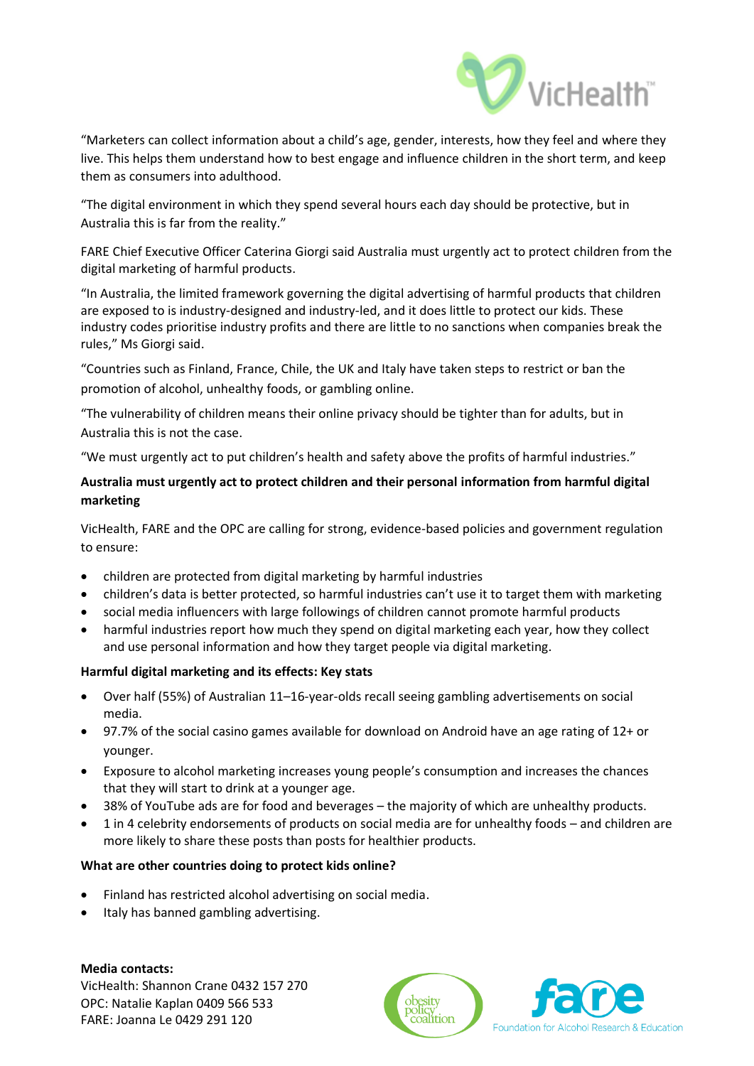"Marketers can collect information about a child's age, gender, interests, how they feel and where they live. This helps them understand how to best engage and influence children in the short term, and keep them as consumers into adulthood.

"The digital environment in which they spend several hours each day should be protective, but in Australia this is far from the reality."

FARE Chief Executive Officer Caterina Giorgi said Australia must urgently act to protect children from the digital marketing of harmful products.

"In Australia, the limited framework governing the digital advertising of harmful products that children are exposed to is industry-designed and industry-led, and it does little to protect our kids. These industry codes prioritise industry profits and there are little to no sanctions when companies break the rules," Ms Giorgi said.

"Countries such as Finland, France, Chile, the UK and Italy have taken steps to restrict or ban the promotion of alcohol, unhealthy foods, or gambling online.

"The vulnerability of children means their online privacy should be tighter than for adults, but in Australia this is not the case.

"We must urgently act to put children's health and safety above the profits of harmful industries."

**Australia must urgently act to protect children and their personal information from harmful digital marketing**

VicHealth, FARE and the OPC are calling for strong, evidence-based policies and government regulation to ensure:

- children are protected from digital marketing by harmful industries
- children's data is better protected, so harmful industries can't use it to target them with marketing
- social media influencers with large followings of children cannot promote harmful products
- harmful industries report how much they spend on digital marketing each year, how they collect and use personal information and how they target people via digital marketing.

**Harmful digital marketing and its effects: Key stats**

- Over half (55%) of Australian 11–16-year-olds recall seeing gambling advertisements on social media.
- 97.7% of the social casino games available for download on Android have an age rating of 12+ or younger.
- Exposure to alcohol marketing increases young people's consumption and increases the chances that they will start to drink at a younger age.
- 38% of YouTube ads are for food and beverages – the majority of which are unhealthy products.
- 1 in 4 celebrity endorsements of products on social media are for unhealthy foods – and children are more likely to share these posts than posts for healthier products.

**What are other countries doing to protect kids online?**

- Finland has restricted alcohol advertising on social media.
- Italy has banned gambling advertising.

**Media contacts:**
VicHealth: Shannon Crane 0432 157 270
OPC: Natalie Kaplan 0409 566 533
FARE: Joanna Le 0429 291 120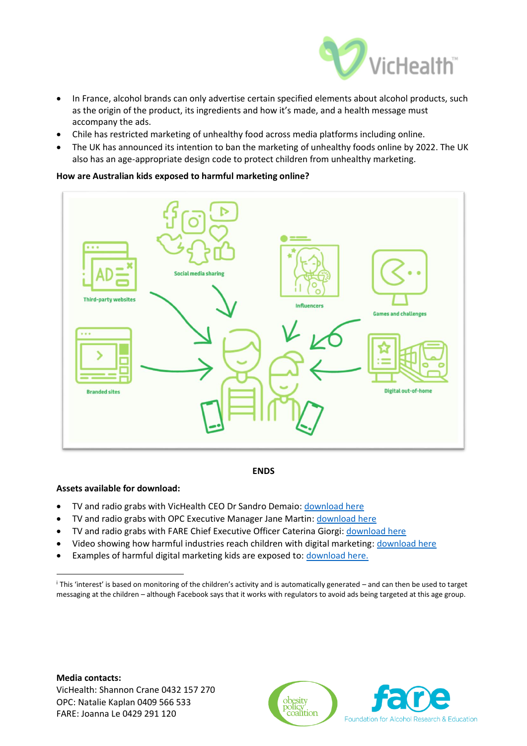- In France, alcohol brands can only advertise certain specified elements about alcohol products, such as the origin of the product, its ingredients and how it's made, and a health message must accompany the ads.
- Chile has restricted marketing of unhealthy food across media platforms including online.
- The UK has announced its intention to ban the marketing of unhealthy foods online by 2022. The UK also has an age-appropriate design code to protect children from unhealthy marketing.

**How are Australian kids exposed to harmful marketing online?**

Third-party websites

Social media sharing

Influencers

Games and challenges

Branded sites

Digital out-of-home

**ENDS**

**Assets available for download:**

- TV and radio grabs with VicHealth CEO Dr Sandro Demaio: download here
- TV and radio grabs with OPC Executive Manager Jane Martin: download here
- TV and radio grabs with FARE Chief Executive Officer Caterina Giorgi: download here
- Video showing how harmful industries reach children with digital marketing: download here
- Examples of harmful digital marketing kids are exposed to: download here.

---

[i] This 'interest' is based on monitoring of the children's activity and is automatically generated – and can then be used to target messaging at the children – although Facebook says that it works with regulators to avoid ads being targeted at this age group.

**Media contacts:**
VicHealth: Shannon Crane 0432 157 270
OPC: Natalie Kaplan 0409 566 533
FARE: Joanna Le 0429 291 120